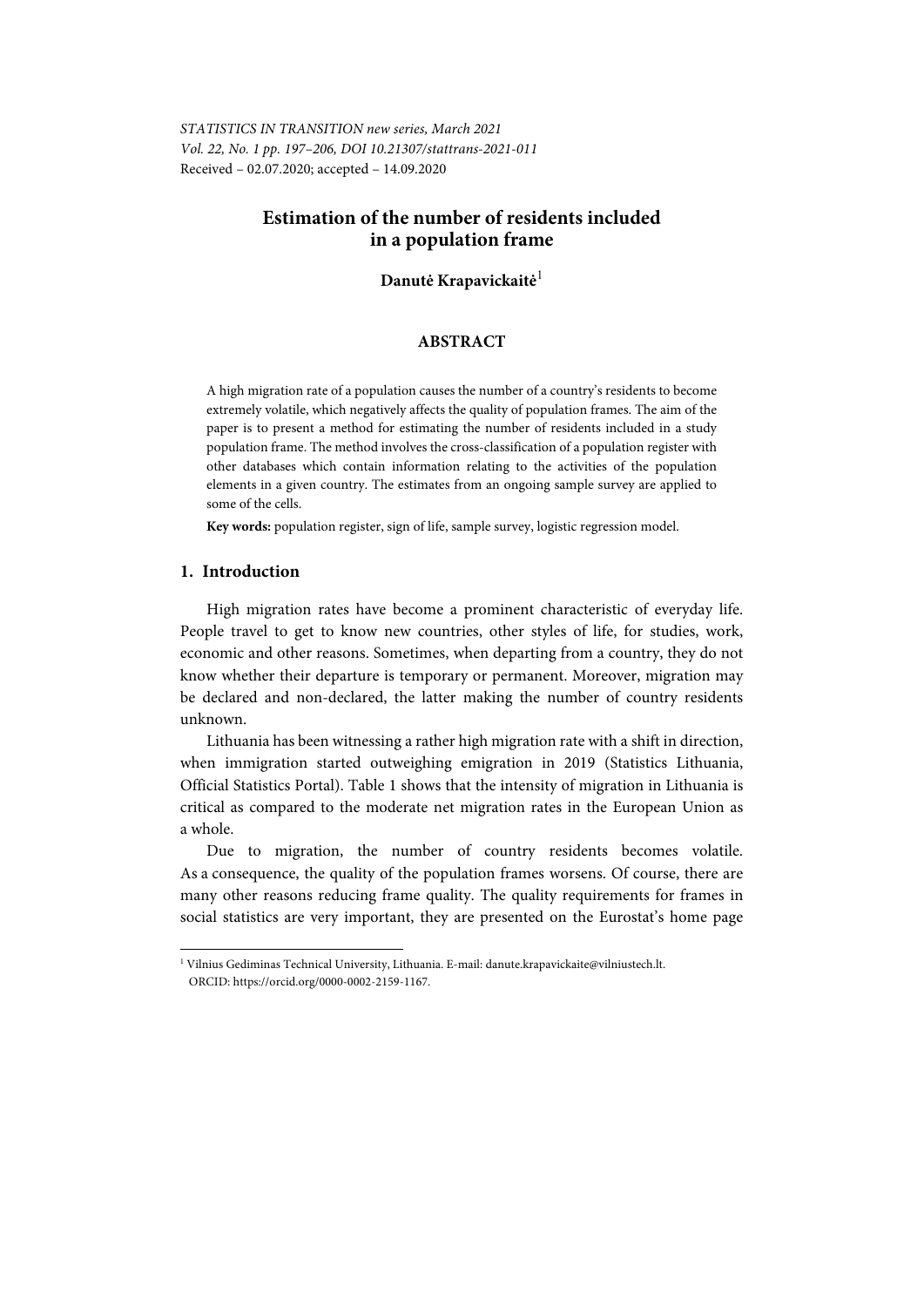# Estimation of the number of residents included in a population frame

**Danutė Krapavickaitė**[1]

## ABSTRACT

A high migration rate of a population causes the number of a country's residents to become extremely volatile, which negatively affects the quality of population frames. The aim of the paper is to present a method for estimating the number of residents included in a study population frame. The method involves the cross-classification of a population register with other databases which contain information relating to the activities of the population elements in a given country. The estimates from an ongoing sample survey are applied to some of the cells.

**Key words:** population register, sign of life, sample survey, logistic regression model.

## 1. Introduction

High migration rates have become a prominent characteristic of everyday life. People travel to get to know new countries, other styles of life, for studies, work, economic and other reasons. Sometimes, when departing from a country, they do not know whether their departure is temporary or permanent. Moreover, migration may be declared and non-declared, the latter making the number of country residents unknown.

Lithuania has been witnessing a rather high migration rate with a shift in direction, when immigration started outweighing emigration in 2019 (Statistics Lithuania, Official Statistics Portal). Table 1 shows that the intensity of migration in Lithuania is critical as compared to the moderate net migration rates in the European Union as a whole.

Due to migration, the number of country residents becomes volatile. As a consequence, the quality of the population frames worsens. Of course, there are many other reasons reducing frame quality. The quality requirements for frames in social statistics are very important, they are presented on the Eurostat's home page

---

[1] Vilnius Gediminas Technical University, Lithuania. E-mail: danute.krapavickaite@vilniustech.lt. ORCID: https://orcid.org/0000-0002-2159-1167.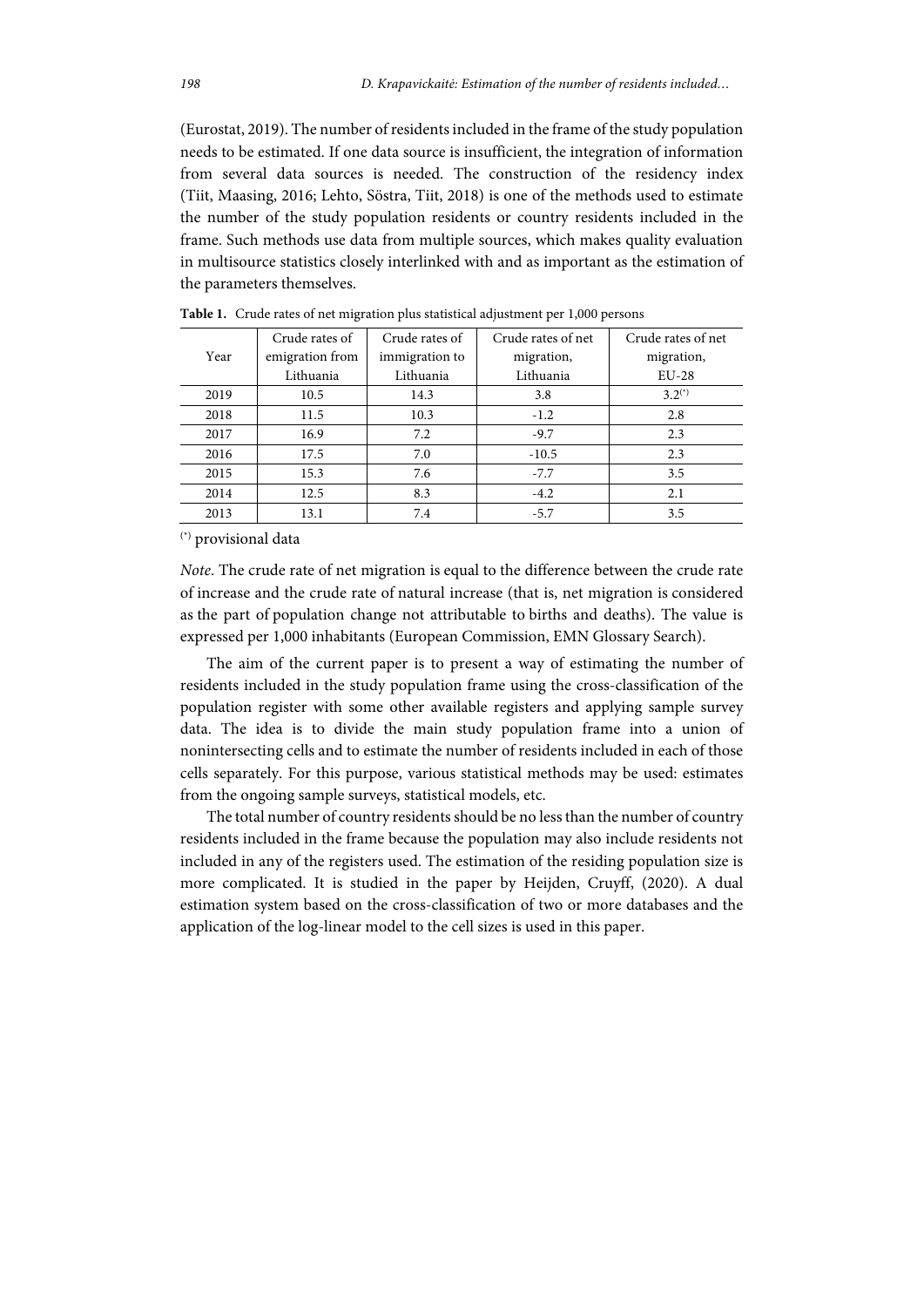(Eurostat, 2019). The number of residents included in the frame of the study population needs to be estimated. If one data source is insufficient, the integration of information from several data sources is needed. The construction of the residency index (Tiit, Maasing, 2016; Lehto, Söstra, Tiit, 2018) is one of the methods used to estimate the number of the study population residents or country residents included in the frame. Such methods use data from multiple sources, which makes quality evaluation in multisource statistics closely interlinked with and as important as the estimation of the parameters themselves.

**Table 1.** Crude rates of net migration plus statistical adjustment per 1,000 persons

| Year | Crude rates of emigration from Lithuania | Crude rates of immigration to Lithuania | Crude rates of net migration, Lithuania | Crude rates of net migration, EU-28 |
|---|---|---|---|---|
| 2019 | 10.5 | 14.3 | 3.8 | 3.2(*) |
| 2018 | 11.5 | 10.3 | -1.2 | 2.8 |
| 2017 | 16.9 | 7.2 | -9.7 | 2.3 |
| 2016 | 17.5 | 7.0 | -10.5 | 2.3 |
| 2015 | 15.3 | 7.6 | -7.7 | 3.5 |
| 2014 | 12.5 | 8.3 | -4.2 | 2.1 |
| 2013 | 13.1 | 7.4 | -5.7 | 3.5 |

(*) provisional data

*Note*. The crude rate of net migration is equal to the difference between the crude rate of increase and the crude rate of natural increase (that is, net migration is considered as the part of population change not attributable to births and deaths). The value is expressed per 1,000 inhabitants (European Commission, EMN Glossary Search).

The aim of the current paper is to present a way of estimating the number of residents included in the study population frame using the cross-classification of the population register with some other available registers and applying sample survey data. The idea is to divide the main study population frame into a union of nonintersecting cells and to estimate the number of residents included in each of those cells separately. For this purpose, various statistical methods may be used: estimates from the ongoing sample surveys, statistical models, etc.

The total number of country residents should be no less than the number of country residents included in the frame because the population may also include residents not included in any of the registers used. The estimation of the residing population size is more complicated. It is studied in the paper by Heijden, Cruyff, (2020). A dual estimation system based on the cross-classification of two or more databases and the application of the log-linear model to the cell sizes is used in this paper.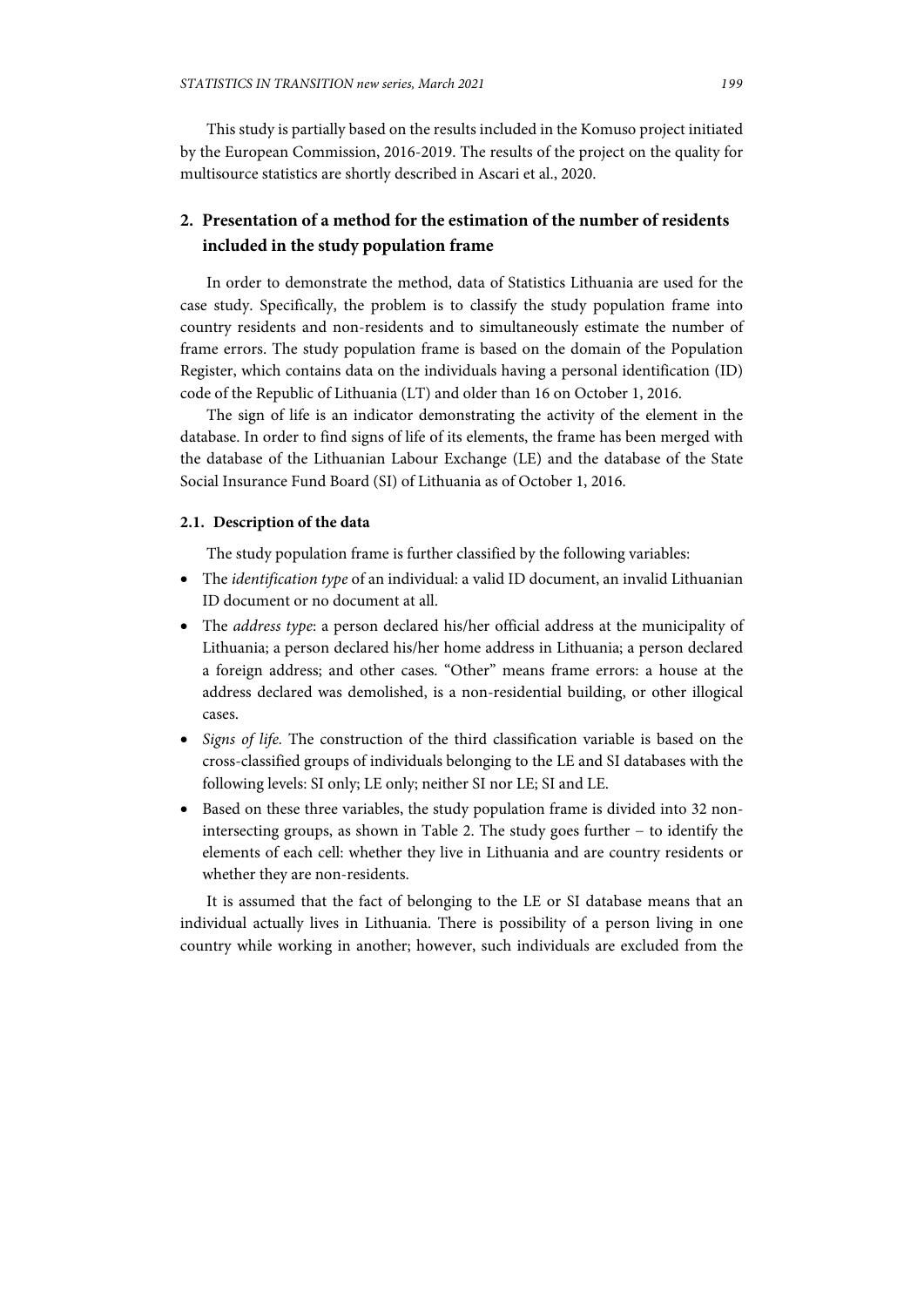This study is partially based on the results included in the Komuso project initiated by the European Commission, 2016-2019. The results of the project on the quality for multisource statistics are shortly described in Ascari et al., 2020.

## 2. Presentation of a method for the estimation of the number of residents included in the study population frame

In order to demonstrate the method, data of Statistics Lithuania are used for the case study. Specifically, the problem is to classify the study population frame into country residents and non-residents and to simultaneously estimate the number of frame errors. The study population frame is based on the domain of the Population Register, which contains data on the individuals having a personal identification (ID) code of the Republic of Lithuania (LT) and older than 16 on October 1, 2016.

The sign of life is an indicator demonstrating the activity of the element in the database. In order to find signs of life of its elements, the frame has been merged with the database of the Lithuanian Labour Exchange (LE) and the database of the State Social Insurance Fund Board (SI) of Lithuania as of October 1, 2016.

### 2.1. Description of the data

The study population frame is further classified by the following variables:

- The *identification type* of an individual: a valid ID document, an invalid Lithuanian ID document or no document at all.
- The *address type*: a person declared his/her official address at the municipality of Lithuania; a person declared his/her home address in Lithuania; a person declared a foreign address; and other cases. "Other" means frame errors: a house at the address declared was demolished, is a non-residential building, or other illogical cases.
- *Signs of life.* The construction of the third classification variable is based on the cross-classified groups of individuals belonging to the LE and SI databases with the following levels: SI only; LE only; neither SI nor LE; SI and LE.
- Based on these three variables, the study population frame is divided into 32 non-intersecting groups, as shown in Table 2. The study goes further – to identify the elements of each cell: whether they live in Lithuania and are country residents or whether they are non-residents.

It is assumed that the fact of belonging to the LE or SI database means that an individual actually lives in Lithuania. There is possibility of a person living in one country while working in another; however, such individuals are excluded from the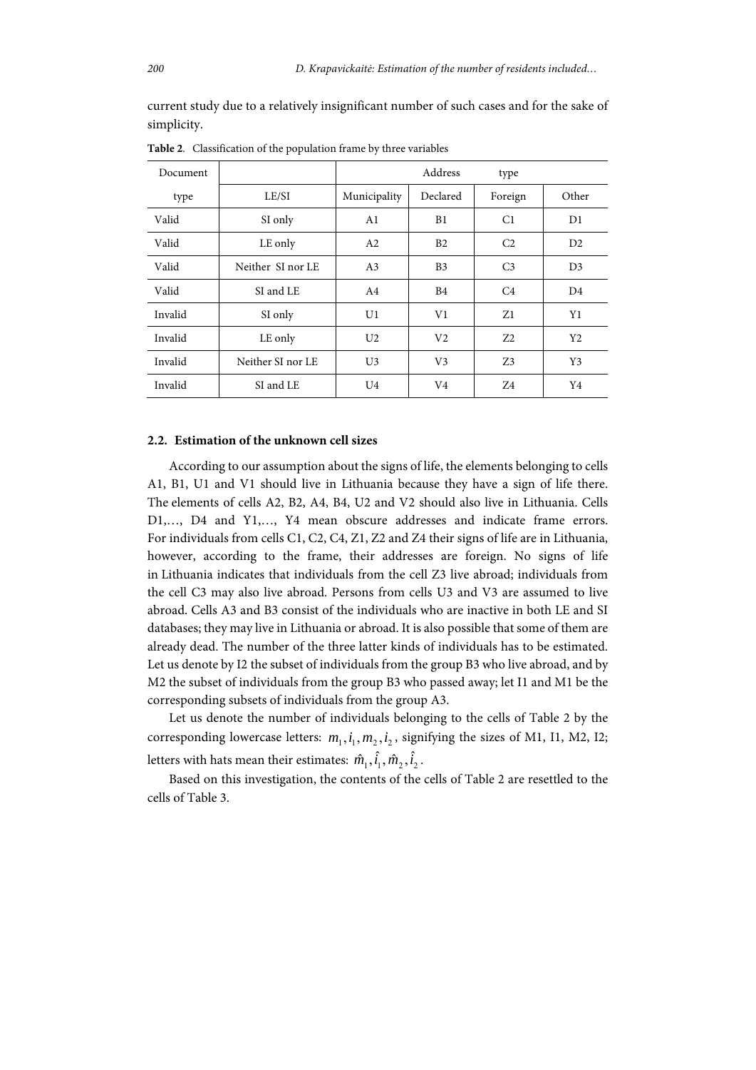current study due to a relatively insignificant number of such cases and for the sake of simplicity.

**Table 2**. Classification of the population frame by three variables

| Document | | Address | type | | |
|---|---|---|---|---|---|
| type | LE/SI | Municipality | Declared | Foreign | Other |
| Valid | SI only | A1 | B1 | C1 | D1 |
| Valid | LE only | A2 | B2 | C2 | D2 |
| Valid | Neither SI nor LE | A3 | B3 | C3 | D3 |
| Valid | SI and LE | A4 | B4 | C4 | D4 |
| Invalid | SI only | U1 | V1 | Z1 | Y1 |
| Invalid | LE only | U2 | V2 | Z2 | Y2 |
| Invalid | Neither SI nor LE | U3 | V3 | Z3 | Y3 |
| Invalid | SI and LE | U4 | V4 | Z4 | Y4 |

### 2.2. Estimation of the unknown cell sizes

According to our assumption about the signs of life, the elements belonging to cells A1, B1, U1 and V1 should live in Lithuania because they have a sign of life there. The elements of cells A2, B2, A4, B4, U2 and V2 should also live in Lithuania. Cells D1,…, D4 and Y1,…, Y4 mean obscure addresses and indicate frame errors. For individuals from cells C1, C2, C4, Z1, Z2 and Z4 their signs of life are in Lithuania, however, according to the frame, their addresses are foreign. No signs of life in Lithuania indicates that individuals from the cell Z3 live abroad; individuals from the cell C3 may also live abroad. Persons from cells U3 and V3 are assumed to live abroad. Cells A3 and B3 consist of the individuals who are inactive in both LE and SI databases; they may live in Lithuania or abroad. It is also possible that some of them are already dead. The number of the three latter kinds of individuals has to be estimated. Let us denote by I2 the subset of individuals from the group B3 who live abroad, and by M2 the subset of individuals from the group B3 who passed away; let I1 and M1 be the corresponding subsets of individuals from the group A3.

Let us denote the number of individuals belonging to the cells of Table 2 by the corresponding lowercase letters: $m_1, i_1, m_2, i_2$, signifying the sizes of M1, I1, M2, I2; letters with hats mean their estimates: $\hat{m}_1, \hat{i}_1, \hat{m}_2, \hat{i}_2$.

Based on this investigation, the contents of the cells of Table 2 are resettled to the cells of Table 3.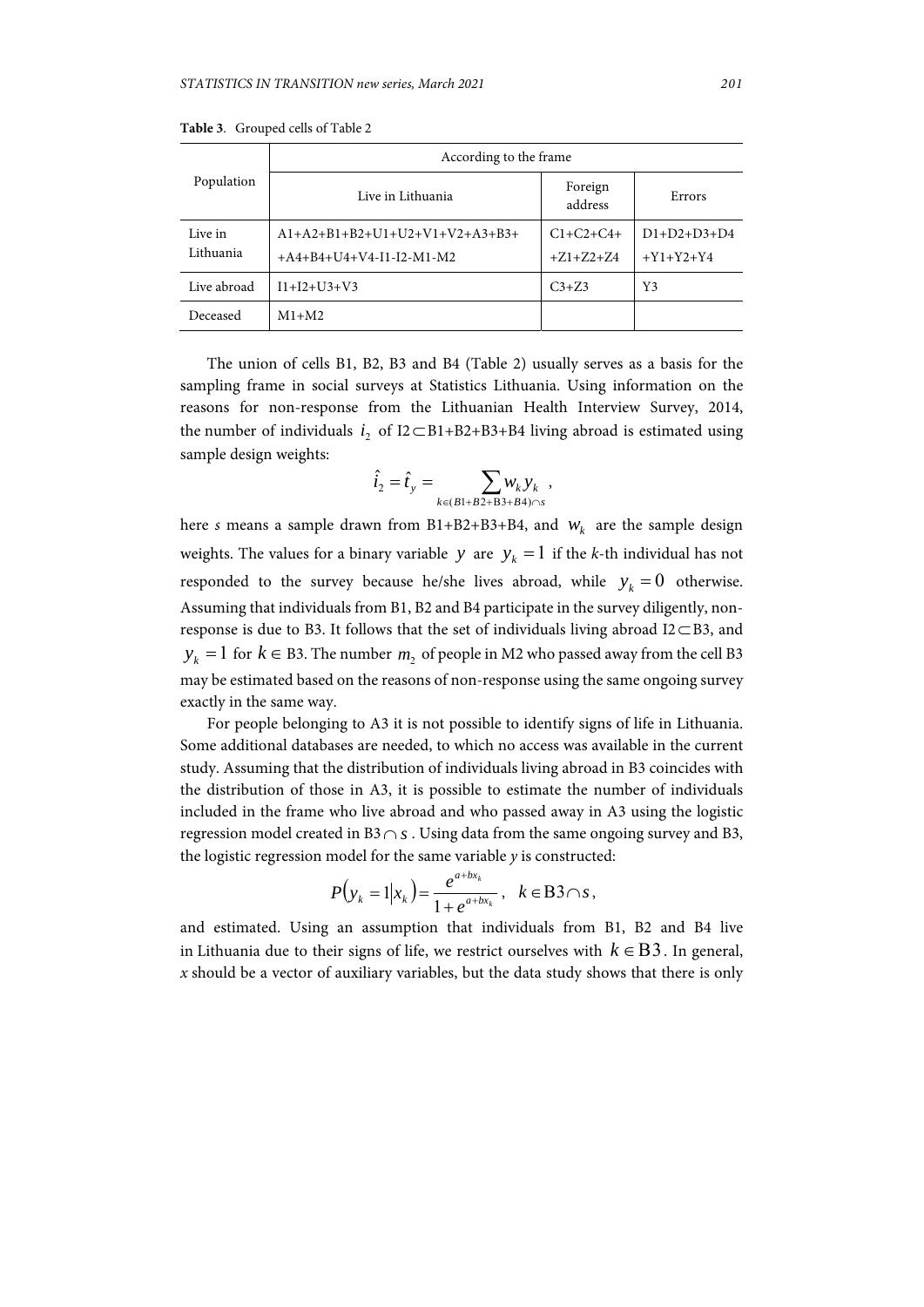**Table 3**. Grouped cells of Table 2

| Population | According to the frame | | |
|---|---|---|---|
| | Live in Lithuania | Foreign address | Errors |
| Live in Lithuania | A1+A2+B1+B2+U1+U2+V1+V2+A3+B3+ +A4+B4+U4+V4-I1-I2-M1-M2 | C1+C2+C4+ +Z1+Z2+Z4 | D1+D2+D3+D4 +Y1+Y2+Y4 |
| Live abroad | I1+I2+U3+V3 | C3+Z3 | Y3 |
| Deceased | M1+M2 | | |

The union of cells B1, B2, B3 and B4 (Table 2) usually serves as a basis for the sampling frame in social surveys at Statistics Lithuania. Using information on the reasons for non-response from the Lithuanian Health Interview Survey, 2014, the number of individuals $i_2$ of I2$\subset$B1+B2+B3+B4 living abroad is estimated using sample design weights:

$$\hat{i}_2 = \hat{t}_y = \sum_{k \in (B1+B2+B3+B4) \cap s} w_k y_k \ ,$$

here *s* means a sample drawn from B1+B2+B3+B4, and $w_k$ are the sample design weights. The values for a binary variable $y$ are $y_k = 1$ if the *k*-th individual has not responded to the survey because he/she lives abroad, while $y_k = 0$ otherwise. Assuming that individuals from B1, B2 and B4 participate in the survey diligently, non-response is due to B3. It follows that the set of individuals living abroad I2$\subset$B3, and $y_k = 1$ for $k \in$ B3. The number $m_2$ of people in M2 who passed away from the cell B3 may be estimated based on the reasons of non-response using the same ongoing survey exactly in the same way.

For people belonging to A3 it is not possible to identify signs of life in Lithuania. Some additional databases are needed, to which no access was available in the current study. Assuming that the distribution of individuals living abroad in B3 coincides with the distribution of those in A3, it is possible to estimate the number of individuals included in the frame who live abroad and who passed away in A3 using the logistic regression model created in B3$\cap s$. Using data from the same ongoing survey and B3, the logistic regression model for the same variable *y* is constructed:

$$P(y_k = 1 | x_k) = \frac{e^{a+bx_k}}{1+e^{a+bx_k}}, \quad k \in \text{B3} \cap s,$$

and estimated. Using an assumption that individuals from B1, B2 and B4 live in Lithuania due to their signs of life, we restrict ourselves with $k \in \text{B3}$. In general, *x* should be a vector of auxiliary variables, but the data study shows that there is only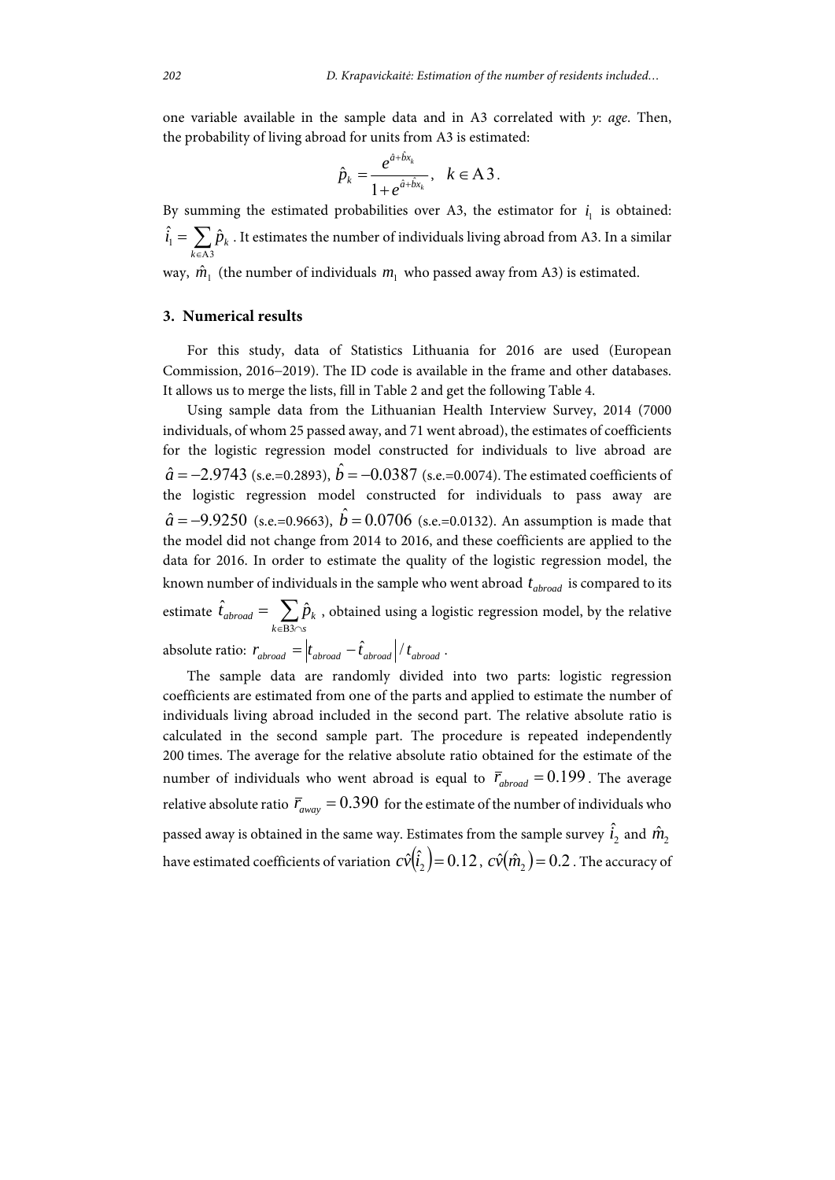one variable available in the sample data and in A3 correlated with *y*: *age*. Then, the probability of living abroad for units from A3 is estimated:

$$\hat{p}_k = \frac{e^{\hat{a}+\hat{b}x_k}}{1+e^{\hat{a}+\hat{b}x_k}}, \quad k \in \mathrm{A3}.$$

By summing the estimated probabilities over A3, the estimator for $i_1$ is obtained: $\hat{i}_1 = \sum_{k \in \mathrm{A3}} \hat{p}_k$. It estimates the number of individuals living abroad from A3. In a similar way, $\hat{m}_1$ (the number of individuals $m_1$ who passed away from A3) is estimated.

## 3. Numerical results

For this study, data of Statistics Lithuania for 2016 are used (European Commission, 2016–2019). The ID code is available in the frame and other databases. It allows us to merge the lists, fill in Table 2 and get the following Table 4.

Using sample data from the Lithuanian Health Interview Survey, 2014 (7000 individuals, of whom 25 passed away, and 71 went abroad), the estimates of coefficients for the logistic regression model constructed for individuals to live abroad are $\hat{a} = -2.9743$ (s.e.=0.2893), $\hat{b} = -0.0387$ (s.e.=0.0074). The estimated coefficients of the logistic regression model constructed for individuals to pass away are $\hat{a} = -9.9250$ (s.e.=0.9663), $\hat{b} = 0.0706$ (s.e.=0.0132). An assumption is made that the model did not change from 2014 to 2016, and these coefficients are applied to the data for 2016. In order to estimate the quality of the logistic regression model, the known number of individuals in the sample who went abroad $t_{abroad}$ is compared to its estimate $\hat{t}_{abroad} = \sum_{k \in \mathrm{B3} \cap s} \hat{p}_k$, obtained using a logistic regression model, by the relative absolute ratio: $r_{abroad} = \left| t_{abroad} - \hat{t}_{abroad} \right| / t_{abroad}$.

The sample data are randomly divided into two parts: logistic regression coefficients are estimated from one of the parts and applied to estimate the number of individuals living abroad included in the second part. The relative absolute ratio is calculated in the second sample part. The procedure is repeated independently 200 times. The average for the relative absolute ratio obtained for the estimate of the number of individuals who went abroad is equal to $\bar{r}_{abroad} = 0.199$. The average relative absolute ratio $\bar{r}_{away} = 0.390$ for the estimate of the number of individuals who passed away is obtained in the same way. Estimates from the sample survey $\hat{i}_2$ and $\hat{m}_2$ have estimated coefficients of variation $\hat{cv}(\hat{i}_2) = 0.12$, $\hat{cv}(\hat{m}_2) = 0.2$. The accuracy of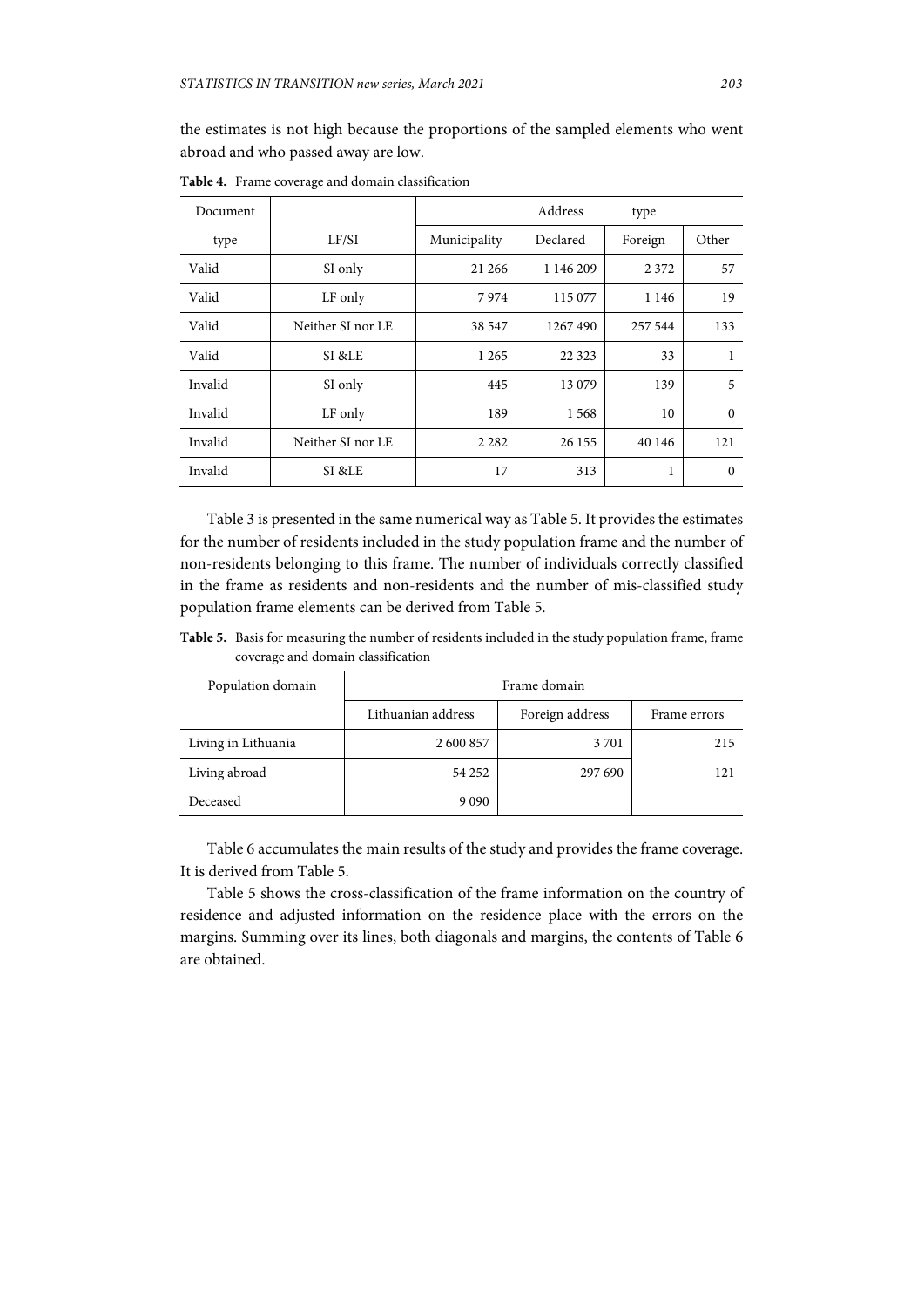the estimates is not high because the proportions of the sampled elements who went abroad and who passed away are low.

**Table 4.** Frame coverage and domain classification

| Document type | LF/SI | Address type | | | |
|---|---|---|---|---|---|
| | | Municipality | Declared | Foreign | Other |
| Valid | SI only | 21 266 | 1 146 209 | 2 372 | 57 |
| Valid | LF only | 7 974 | 115 077 | 1 146 | 19 |
| Valid | Neither SI nor LE | 38 547 | 1267 490 | 257 544 | 133 |
| Valid | SI &LE | 1 265 | 22 323 | 33 | 1 |
| Invalid | SI only | 445 | 13 079 | 139 | 5 |
| Invalid | LF only | 189 | 1 568 | 10 | 0 |
| Invalid | Neither SI nor LE | 2 282 | 26 155 | 40 146 | 121 |
| Invalid | SI &LE | 17 | 313 | 1 | 0 |

Table 3 is presented in the same numerical way as Table 5. It provides the estimates for the number of residents included in the study population frame and the number of non-residents belonging to this frame. The number of individuals correctly classified in the frame as residents and non-residents and the number of mis-classified study population frame elements can be derived from Table 5.

**Table 5.** Basis for measuring the number of residents included in the study population frame, frame coverage and domain classification

| Population domain | Frame domain | | |
|---|---|---|---|
| | Lithuanian address | Foreign address | Frame errors |
| Living in Lithuania | 2 600 857 | 3 701 | 215 |
| Living abroad | 54 252 | 297 690 | 121 |
| Deceased | 9 090 | | |

Table 6 accumulates the main results of the study and provides the frame coverage. It is derived from Table 5.

Table 5 shows the cross-classification of the frame information on the country of residence and adjusted information on the residence place with the errors on the margins. Summing over its lines, both diagonals and margins, the contents of Table 6 are obtained.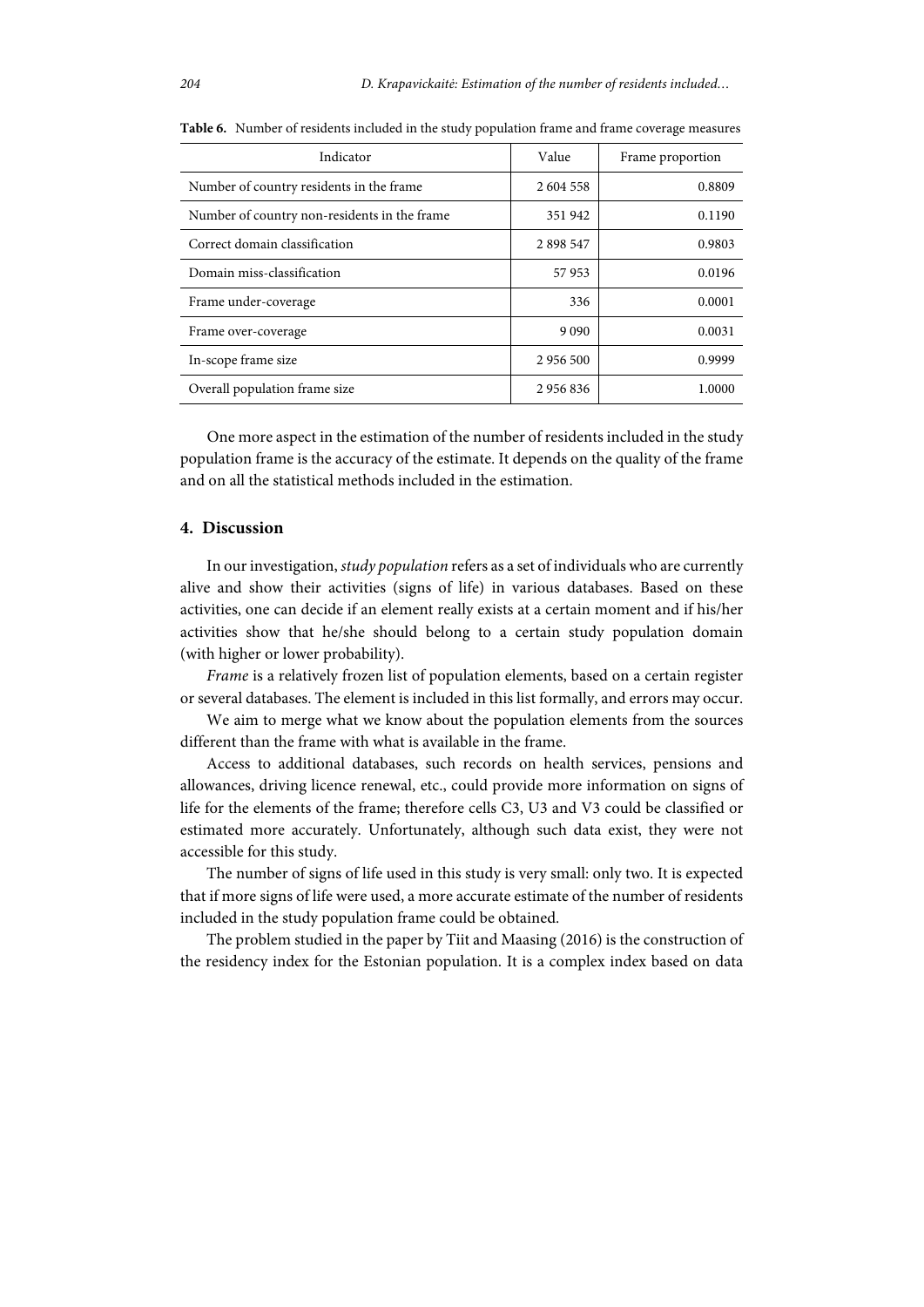**Table 6.** Number of residents included in the study population frame and frame coverage measures

| Indicator | Value | Frame proportion |
|---|---|---|
| Number of country residents in the frame | 2 604 558 | 0.8809 |
| Number of country non-residents in the frame | 351 942 | 0.1190 |
| Correct domain classification | 2 898 547 | 0.9803 |
| Domain miss-classification | 57 953 | 0.0196 |
| Frame under-coverage | 336 | 0.0001 |
| Frame over-coverage | 9 090 | 0.0031 |
| In-scope frame size | 2 956 500 | 0.9999 |
| Overall population frame size | 2 956 836 | 1.0000 |

One more aspect in the estimation of the number of residents included in the study population frame is the accuracy of the estimate. It depends on the quality of the frame and on all the statistical methods included in the estimation.

## 4. Discussion

In our investigation, *study population* refers as a set of individuals who are currently alive and show their activities (signs of life) in various databases. Based on these activities, one can decide if an element really exists at a certain moment and if his/her activities show that he/she should belong to a certain study population domain (with higher or lower probability).

*Frame* is a relatively frozen list of population elements, based on a certain register or several databases. The element is included in this list formally, and errors may occur.

We aim to merge what we know about the population elements from the sources different than the frame with what is available in the frame.

Access to additional databases, such records on health services, pensions and allowances, driving licence renewal, etc., could provide more information on signs of life for the elements of the frame; therefore cells C3, U3 and V3 could be classified or estimated more accurately. Unfortunately, although such data exist, they were not accessible for this study.

The number of signs of life used in this study is very small: only two. It is expected that if more signs of life were used, a more accurate estimate of the number of residents included in the study population frame could be obtained.

The problem studied in the paper by Tiit and Maasing (2016) is the construction of the residency index for the Estonian population. It is a complex index based on data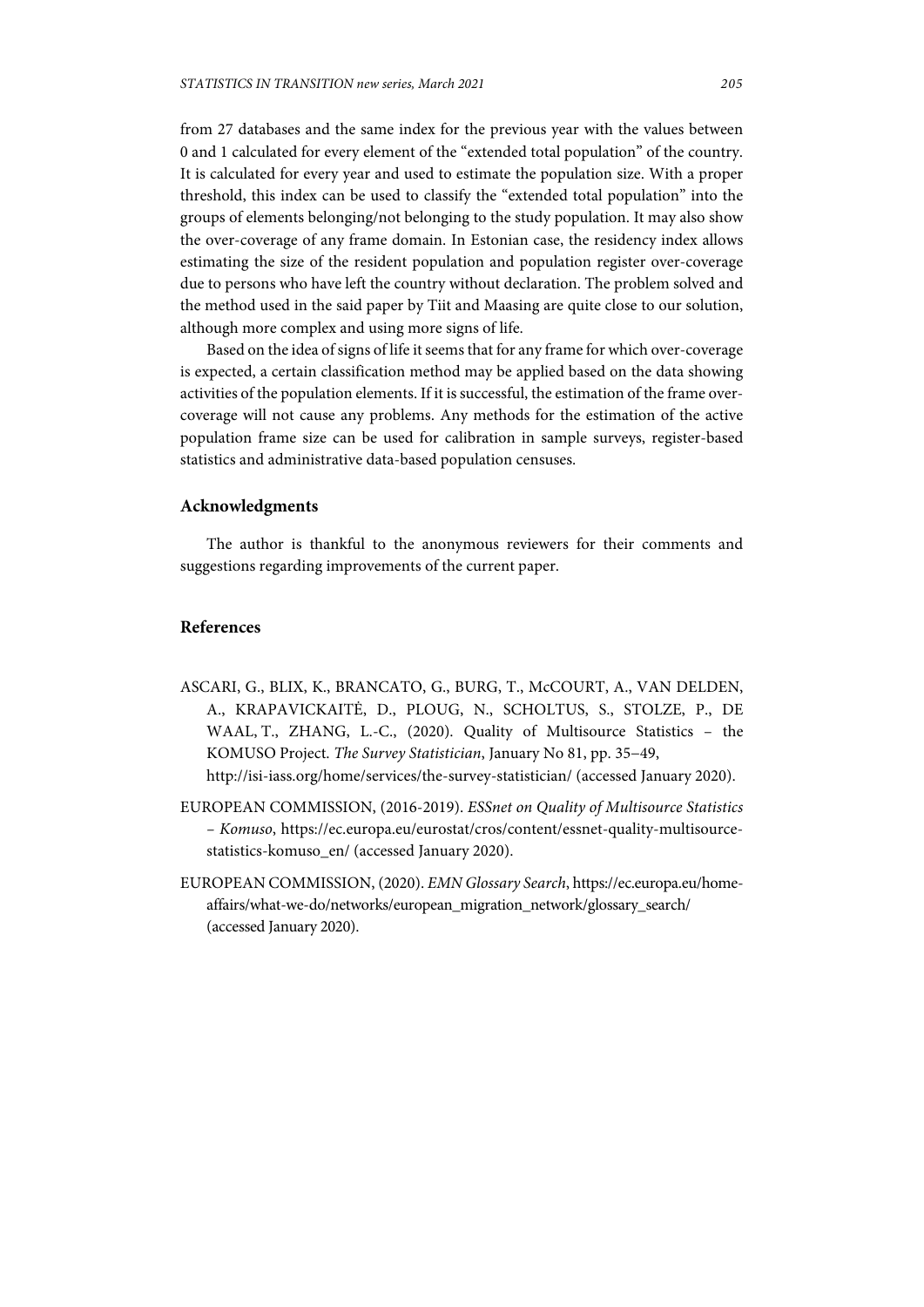from 27 databases and the same index for the previous year with the values between 0 and 1 calculated for every element of the "extended total population" of the country. It is calculated for every year and used to estimate the population size. With a proper threshold, this index can be used to classify the "extended total population" into the groups of elements belonging/not belonging to the study population. It may also show the over-coverage of any frame domain. In Estonian case, the residency index allows estimating the size of the resident population and population register over-coverage due to persons who have left the country without declaration. The problem solved and the method used in the said paper by Tiit and Maasing are quite close to our solution, although more complex and using more signs of life.

Based on the idea of signs of life it seems that for any frame for which over-coverage is expected, a certain classification method may be applied based on the data showing activities of the population elements. If it is successful, the estimation of the frame over-coverage will not cause any problems. Any methods for the estimation of the active population frame size can be used for calibration in sample surveys, register-based statistics and administrative data-based population censuses.

## Acknowledgments

The author is thankful to the anonymous reviewers for their comments and suggestions regarding improvements of the current paper.

## References

ASCARI, G., BLIX, K., BRANCATO, G., BURG, T., McCOURT, A., VAN DELDEN, A., KRAPAVICKAITĖ, D., PLOUG, N., SCHOLTUS, S., STOLZE, P., DE WAAL, T., ZHANG, L.-C., (2020). Quality of Multisource Statistics – the KOMUSO Project. *The Survey Statistician*, January No 81, pp. 35–49, http://isi-iass.org/home/services/the-survey-statistician/ (accessed January 2020).

EUROPEAN COMMISSION, (2016-2019). *ESSnet on Quality of Multisource Statistics – Komuso*, https://ec.europa.eu/eurostat/cros/content/essnet-quality-multisource-statistics-komuso_en/ (accessed January 2020).

EUROPEAN COMMISSION, (2020). *EMN Glossary Search*, https://ec.europa.eu/home-affairs/what-we-do/networks/european_migration_network/glossary_search/ (accessed January 2020).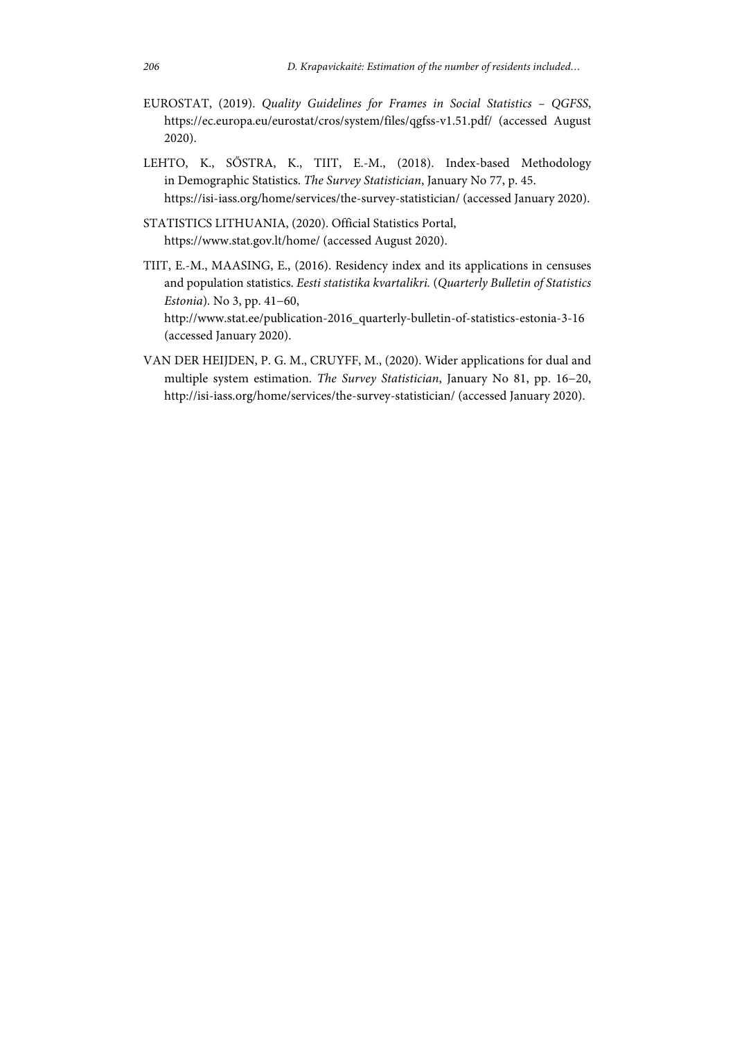EUROSTAT, (2019). *Quality Guidelines for Frames in Social Statistics – QGFSS*, https://ec.europa.eu/eurostat/cros/system/files/qgfss-v1.51.pdf/ (accessed August 2020).

LEHTO, K., SŐSTRA, K., TIIT, E.-M., (2018). Index-based Methodology in Demographic Statistics. *The Survey Statistician*, January No 77, p. 45. https://isi-iass.org/home/services/the-survey-statistician/ (accessed January 2020).

STATISTICS LITHUANIA, (2020). Official Statistics Portal, https://www.stat.gov.lt/home/ (accessed August 2020).

TIIT, E.-M., MAASING, E., (2016). Residency index and its applications in censuses and population statistics. *Eesti statistika kvartalikri.* (*Quarterly Bulletin of Statistics Estonia*). No 3, pp. 41–60, http://www.stat.ee/publication-2016_quarterly-bulletin-of-statistics-estonia-3-16 (accessed January 2020).

VAN DER HEIJDEN, P. G. M., CRUYFF, M., (2020). Wider applications for dual and multiple system estimation. *The Survey Statistician*, January No 81, pp. 16–20, http://isi-iass.org/home/services/the-survey-statistician/ (accessed January 2020).